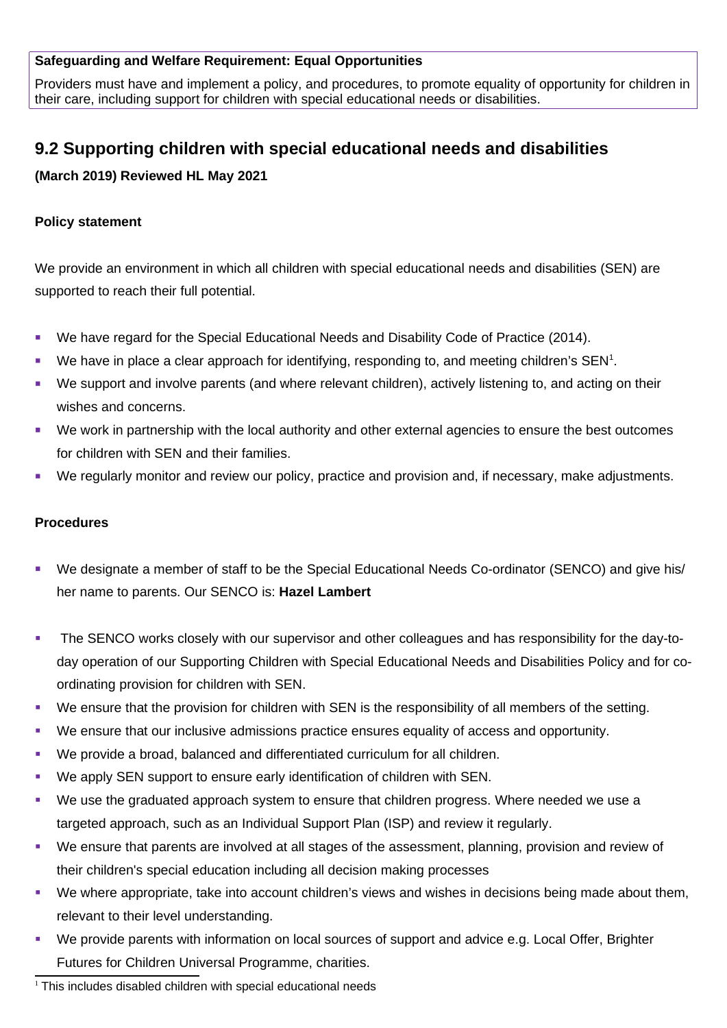**Safeguarding and Welfare Requirement: Equal Opportunities**

Providers must have and implement a policy, and procedures, to promote equality of opportunity for children in their care, including support for children with special educational needs or disabilities.

## 9.2 Supporting children with special educational needs and disabilities

**(March 2019) Reviewed HL May 2021**

**Policy statement**

We provide an environment in which all children with special educational needs and disabilities (SEN) are supported to reach their full potential.

- We have regard for the Special Educational Needs and Disability Code of Practice (2014).
- We have in place a clear approach for identifying, responding to, and meeting children's SEN[1].
- We support and involve parents (and where relevant children), actively listening to, and acting on their wishes and concerns.
- We work in partnership with the local authority and other external agencies to ensure the best outcomes for children with SEN and their families.
- We regularly monitor and review our policy, practice and provision and, if necessary, make adjustments.

**Procedures**

- We designate a member of staff to be the Special Educational Needs Co-ordinator (SENCO) and give his/ her name to parents. Our SENCO is: **Hazel Lambert**
- The SENCO works closely with our supervisor and other colleagues and has responsibility for the day-to-day operation of our Supporting Children with Special Educational Needs and Disabilities Policy and for co-ordinating provision for children with SEN.
- We ensure that the provision for children with SEN is the responsibility of all members of the setting.
- We ensure that our inclusive admissions practice ensures equality of access and opportunity.
- We provide a broad, balanced and differentiated curriculum for all children.
- We apply SEN support to ensure early identification of children with SEN.
- We use the graduated approach system to ensure that children progress. Where needed we use a targeted approach, such as an Individual Support Plan (ISP) and review it regularly.
- We ensure that parents are involved at all stages of the assessment, planning, provision and review of their children's special education including all decision making processes
- We where appropriate, take into account children's views and wishes in decisions being made about them, relevant to their level understanding.
- We provide parents with information on local sources of support and advice e.g. Local Offer, Brighter Futures for Children Universal Programme, charities.

[1] This includes disabled children with special educational needs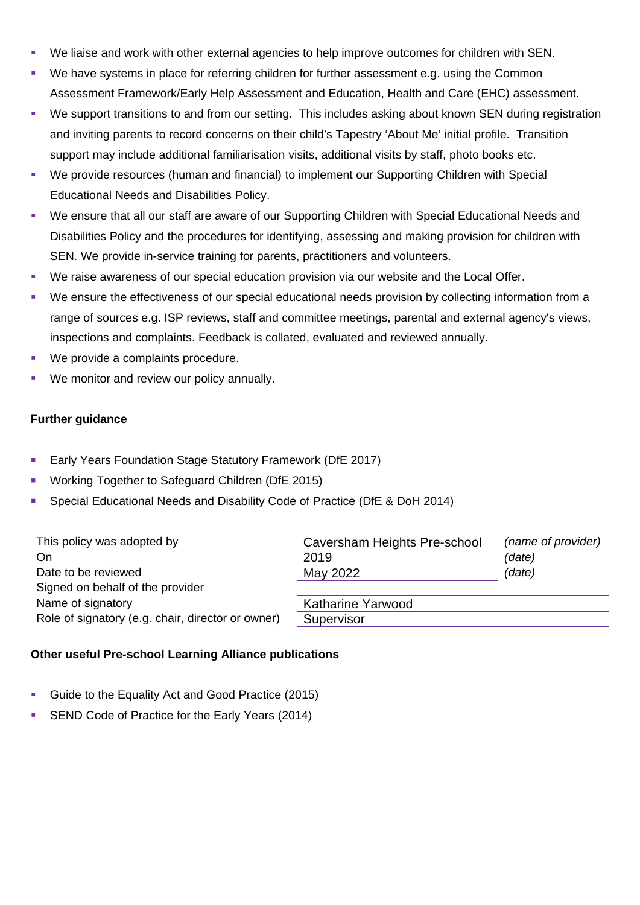- We liaise and work with other external agencies to help improve outcomes for children with SEN.
- We have systems in place for referring children for further assessment e.g. using the Common Assessment Framework/Early Help Assessment and Education, Health and Care (EHC) assessment.
- We support transitions to and from our setting. This includes asking about known SEN during registration and inviting parents to record concerns on their child's Tapestry 'About Me' initial profile. Transition support may include additional familiarisation visits, additional visits by staff, photo books etc.
- We provide resources (human and financial) to implement our Supporting Children with Special Educational Needs and Disabilities Policy.
- We ensure that all our staff are aware of our Supporting Children with Special Educational Needs and Disabilities Policy and the procedures for identifying, assessing and making provision for children with SEN. We provide in-service training for parents, practitioners and volunteers.
- We raise awareness of our special education provision via our website and the Local Offer.
- We ensure the effectiveness of our special educational needs provision by collecting information from a range of sources e.g. ISP reviews, staff and committee meetings, parental and external agency's views, inspections and complaints. Feedback is collated, evaluated and reviewed annually.
- We provide a complaints procedure.
- We monitor and review our policy annually.

**Further guidance**

- Early Years Foundation Stage Statutory Framework (DfE 2017)
- Working Together to Safeguard Children (DfE 2015)
- Special Educational Needs and Disability Code of Practice (DfE & DoH 2014)

| | | |
|---|---|---|
| This policy was adopted by | Caversham Heights Pre-school | *(name of provider)* |
| On | 2019 | *(date)* |
| Date to be reviewed | May 2022 | *(date)* |
| Signed on behalf of the provider | | |
| Name of signatory | Katharine Yarwood | |
| Role of signatory (e.g. chair, director or owner) | Supervisor | |

**Other useful Pre-school Learning Alliance publications**

- Guide to the Equality Act and Good Practice (2015)
- SEND Code of Practice for the Early Years (2014)